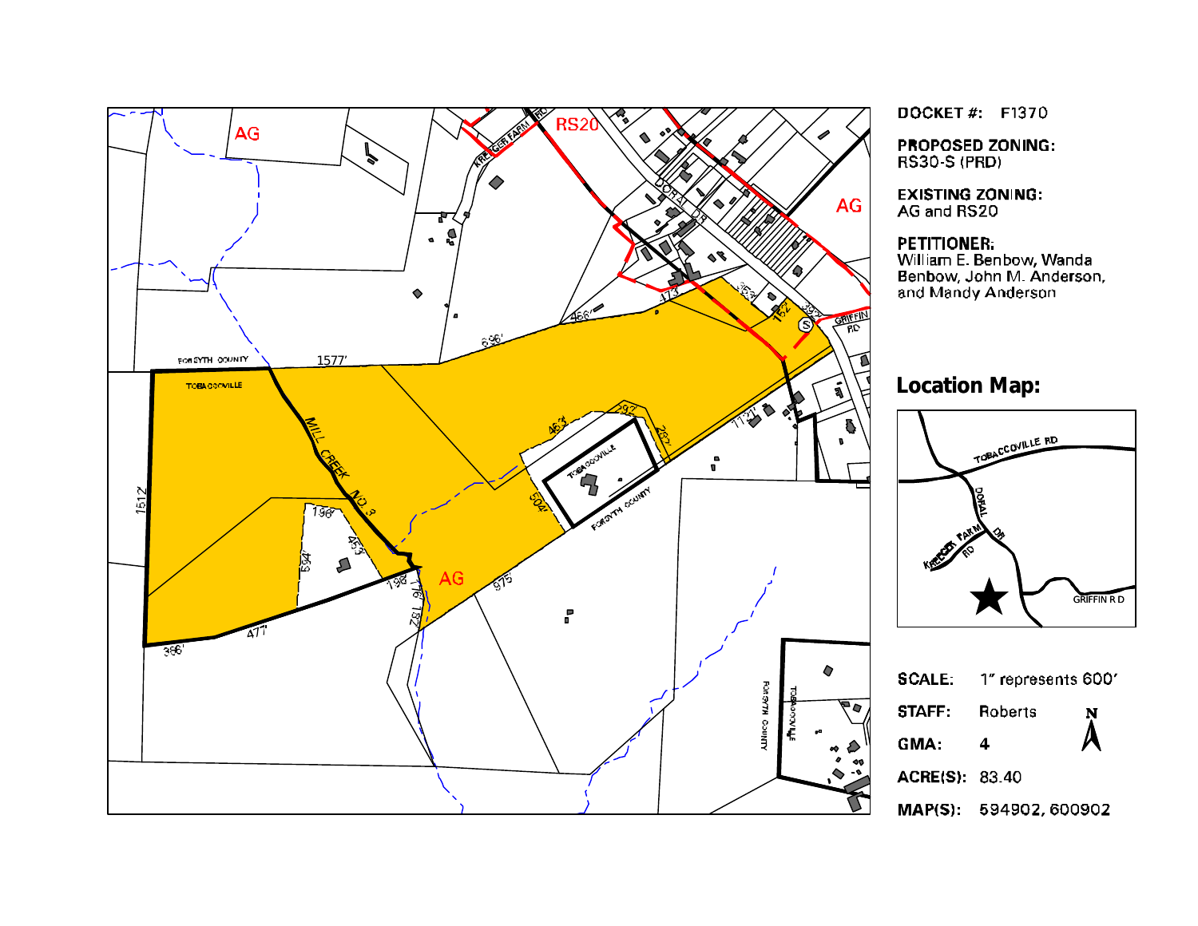**DOCKET #:** F1370

**PROPOSED ZONING:**
RS30-S (PRD)

**EXISTING ZONING:**
AG and RS20

**PETITIONER:**
William E. Benbow, Wanda Benbow, John M. Anderson, and Mandy Anderson

## Location Map:

**SCALE:** 1" represents 600'

**STAFF:** Roberts

**GMA:** 4

**ACRE(S):** 83.40

**MAP(S):** 594902, 600902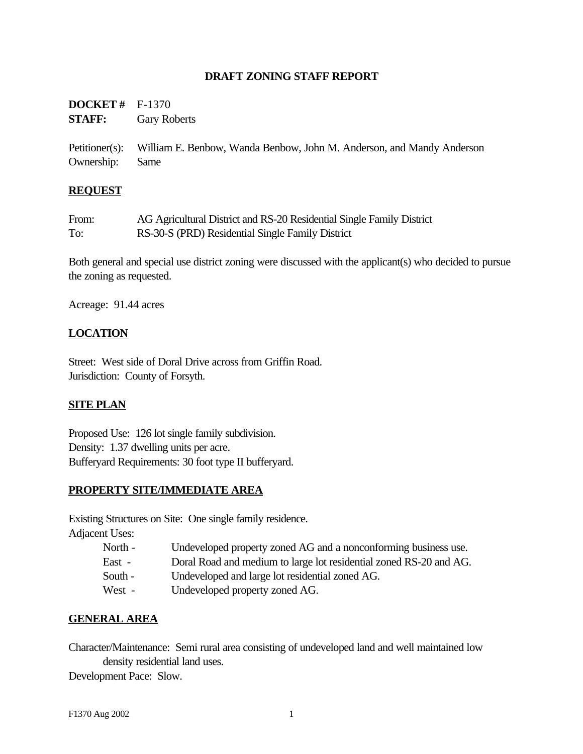# DRAFT ZONING STAFF REPORT

**DOCKET #** F-1370
**STAFF:** Gary Roberts

Petitioner(s): William E. Benbow, Wanda Benbow, John M. Anderson, and Mandy Anderson
Ownership: Same

## REQUEST

From: AG Agricultural District and RS-20 Residential Single Family District
To: RS-30-S (PRD) Residential Single Family District

Both general and special use district zoning were discussed with the applicant(s) who decided to pursue the zoning as requested.

Acreage: 91.44 acres

## LOCATION

Street: West side of Doral Drive across from Griffin Road.
Jurisdiction: County of Forsyth.

## SITE PLAN

Proposed Use: 126 lot single family subdivision.
Density: 1.37 dwelling units per acre.
Bufferyard Requirements: 30 foot type II bufferyard.

## PROPERTY SITE/IMMEDIATE AREA

Existing Structures on Site: One single family residence.
Adjacent Uses:

- North - Undeveloped property zoned AG and a nonconforming business use.
- East - Doral Road and medium to large lot residential zoned RS-20 and AG.
- South - Undeveloped and large lot residential zoned AG.
- West - Undeveloped property zoned AG.

## GENERAL AREA

Character/Maintenance: Semi rural area consisting of undeveloped land and well maintained low density residential land uses.
Development Pace: Slow.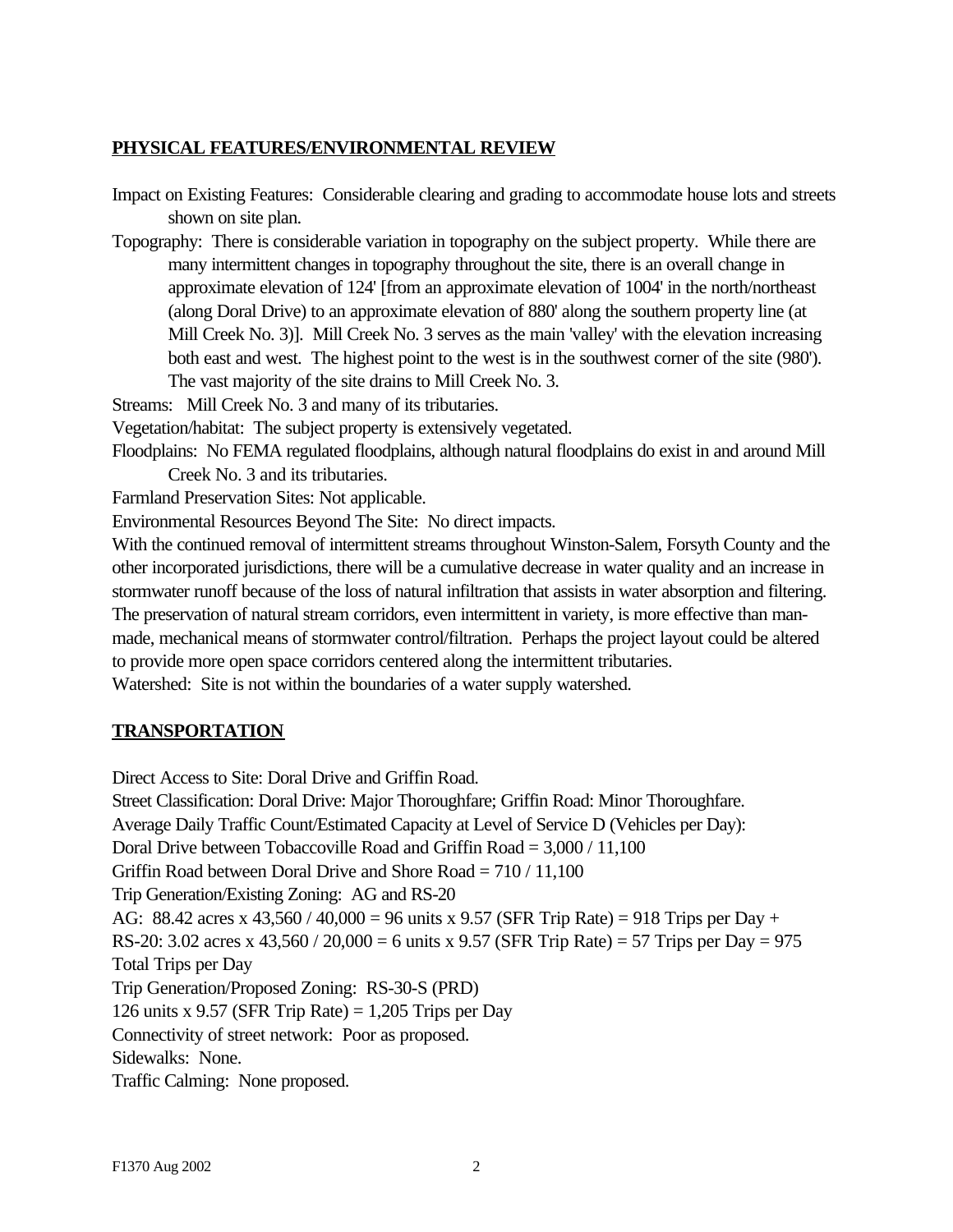## PHYSICAL FEATURES/ENVIRONMENTAL REVIEW

Impact on Existing Features: Considerable clearing and grading to accommodate house lots and streets shown on site plan.

Topography: There is considerable variation in topography on the subject property. While there are many intermittent changes in topography throughout the site, there is an overall change in approximate elevation of 124' [from an approximate elevation of 1004' in the north/northeast (along Doral Drive) to an approximate elevation of 880' along the southern property line (at Mill Creek No. 3)]. Mill Creek No. 3 serves as the main 'valley' with the elevation increasing both east and west. The highest point to the west is in the southwest corner of the site (980'). The vast majority of the site drains to Mill Creek No. 3.

Streams: Mill Creek No. 3 and many of its tributaries.

Vegetation/habitat: The subject property is extensively vegetated.

Floodplains: No FEMA regulated floodplains, although natural floodplains do exist in and around Mill Creek No. 3 and its tributaries.

Farmland Preservation Sites: Not applicable.

Environmental Resources Beyond The Site: No direct impacts.

With the continued removal of intermittent streams throughout Winston-Salem, Forsyth County and the other incorporated jurisdictions, there will be a cumulative decrease in water quality and an increase in stormwater runoff because of the loss of natural infiltration that assists in water absorption and filtering. The preservation of natural stream corridors, even intermittent in variety, is more effective than man-made, mechanical means of stormwater control/filtration. Perhaps the project layout could be altered to provide more open space corridors centered along the intermittent tributaries.

Watershed: Site is not within the boundaries of a water supply watershed.

## TRANSPORTATION

Direct Access to Site: Doral Drive and Griffin Road.

Street Classification: Doral Drive: Major Thoroughfare; Griffin Road: Minor Thoroughfare.

Average Daily Traffic Count/Estimated Capacity at Level of Service D (Vehicles per Day):

Doral Drive between Tobaccoville Road and Griffin Road = 3,000 / 11,100

Griffin Road between Doral Drive and Shore Road = 710 / 11,100

Trip Generation/Existing Zoning: AG and RS-20

AG: 88.42 acres x 43,560 / 40,000 = 96 units x 9.57 (SFR Trip Rate) = 918 Trips per Day +
RS-20: 3.02 acres x 43,560 / 20,000 = 6 units x 9.57 (SFR Trip Rate) = 57 Trips per Day = 975 Total Trips per Day

Trip Generation/Proposed Zoning: RS-30-S (PRD)

126 units x 9.57 (SFR Trip Rate) = 1,205 Trips per Day

Connectivity of street network: Poor as proposed.

Sidewalks: None.

Traffic Calming: None proposed.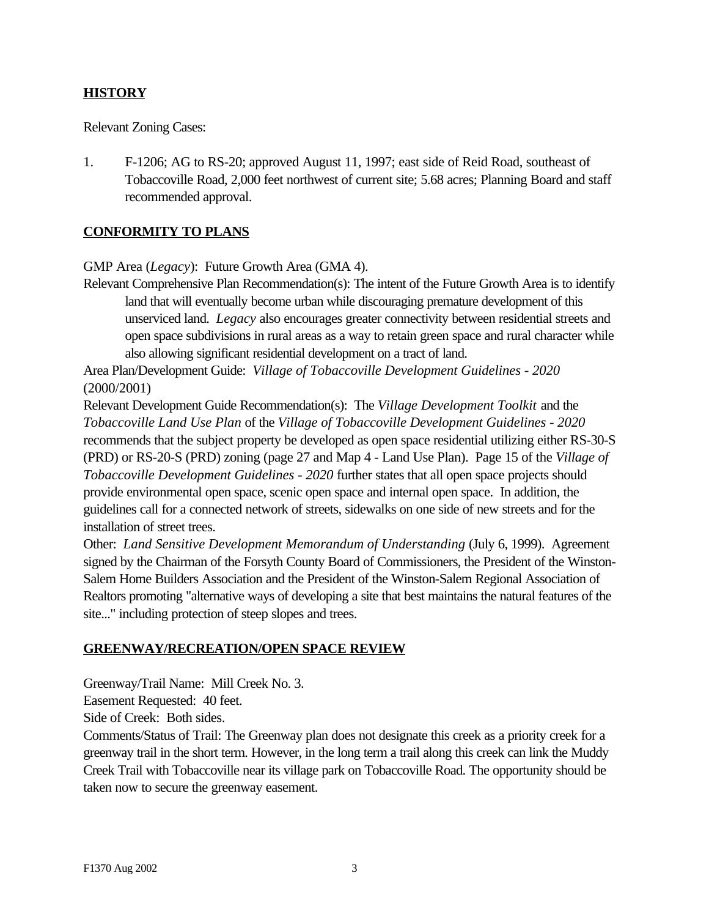## HISTORY

Relevant Zoning Cases:

1. F-1206; AG to RS-20; approved August 11, 1997; east side of Reid Road, southeast of Tobaccoville Road, 2,000 feet northwest of current site; 5.68 acres; Planning Board and staff recommended approval.

## CONFORMITY TO PLANS

GMP Area (*Legacy*): Future Growth Area (GMA 4).

Relevant Comprehensive Plan Recommendation(s): The intent of the Future Growth Area is to identify land that will eventually become urban while discouraging premature development of this unserviced land. *Legacy* also encourages greater connectivity between residential streets and open space subdivisions in rural areas as a way to retain green space and rural character while also allowing significant residential development on a tract of land.

Area Plan/Development Guide: *Village of Tobaccoville Development Guidelines - 2020* (2000/2001)

Relevant Development Guide Recommendation(s): The *Village Development Toolkit* and the *Tobaccoville Land Use Plan* of the *Village of Tobaccoville Development Guidelines - 2020* recommends that the subject property be developed as open space residential utilizing either RS-30-S (PRD) or RS-20-S (PRD) zoning (page 27 and Map 4 - Land Use Plan). Page 15 of the *Village of Tobaccoville Development Guidelines - 2020* further states that all open space projects should provide environmental open space, scenic open space and internal open space. In addition, the guidelines call for a connected network of streets, sidewalks on one side of new streets and for the installation of street trees.

Other: *Land Sensitive Development Memorandum of Understanding* (July 6, 1999). Agreement signed by the Chairman of the Forsyth County Board of Commissioners, the President of the Winston-Salem Home Builders Association and the President of the Winston-Salem Regional Association of Realtors promoting "alternative ways of developing a site that best maintains the natural features of the site..." including protection of steep slopes and trees.

## GREENWAY/RECREATION/OPEN SPACE REVIEW

Greenway/Trail Name: Mill Creek No. 3.

Easement Requested: 40 feet.

Side of Creek: Both sides.

Comments/Status of Trail: The Greenway plan does not designate this creek as a priority creek for a greenway trail in the short term. However, in the long term a trail along this creek can link the Muddy Creek Trail with Tobaccoville near its village park on Tobaccoville Road. The opportunity should be taken now to secure the greenway easement.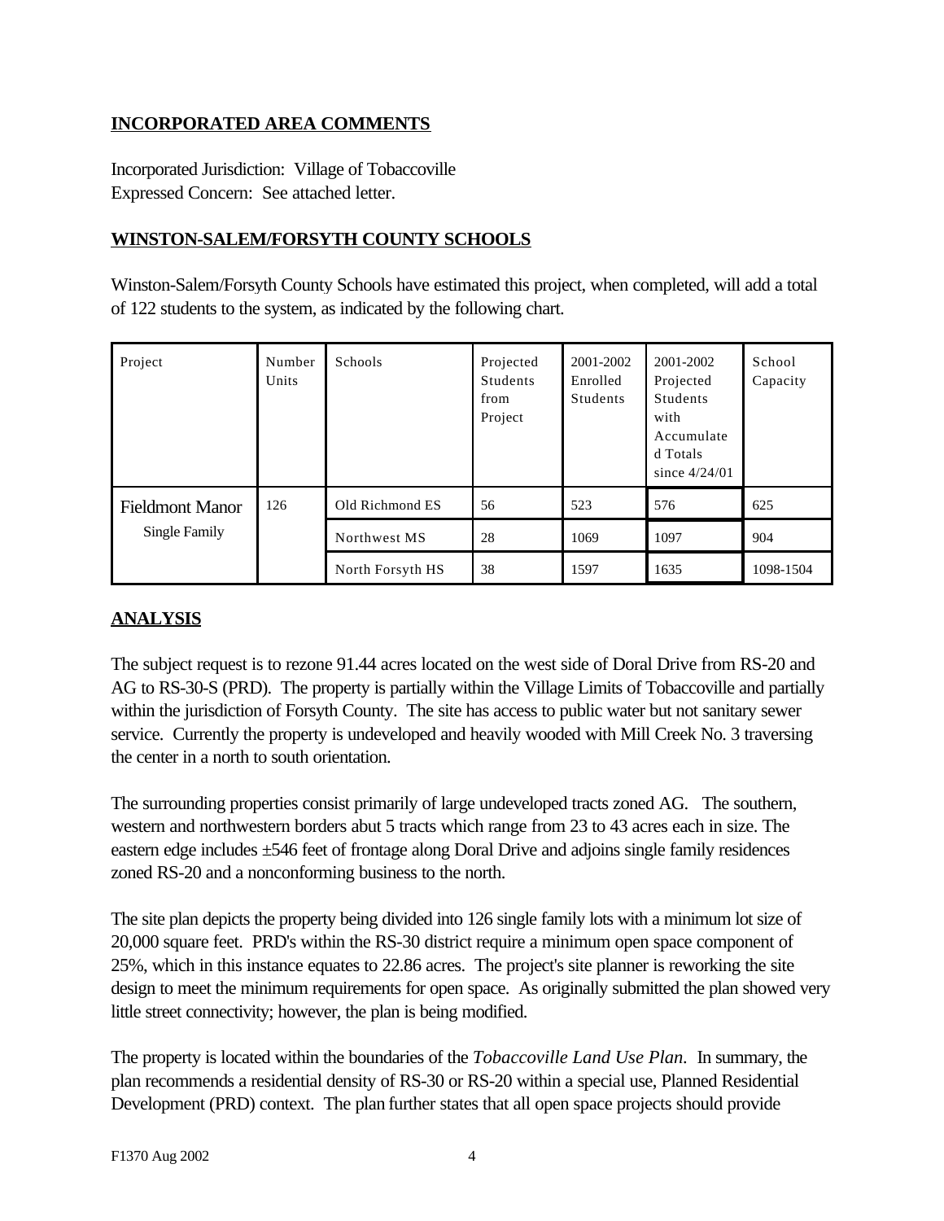## INCORPORATED AREA COMMENTS

Incorporated Jurisdiction: Village of Tobaccoville
Expressed Concern: See attached letter.

## WINSTON-SALEM/FORSYTH COUNTY SCHOOLS

Winston-Salem/Forsyth County Schools have estimated this project, when completed, will add a total of 122 students to the system, as indicated by the following chart.

| Project | Number Units | Schools | Projected Students from Project | 2001-2002 Enrolled Students | 2001-2002 Projected Students with Accumulated Totals since 4/24/01 | School Capacity |
|---|---|---|---|---|---|---|
| Fieldmont Manor Single Family | 126 | Old Richmond ES | 56 | 523 | 576 | 625 |
| | | Northwest MS | 28 | 1069 | 1097 | 904 |
| | | North Forsyth HS | 38 | 1597 | 1635 | 1098-1504 |

## ANALYSIS

The subject request is to rezone 91.44 acres located on the west side of Doral Drive from RS-20 and AG to RS-30-S (PRD). The property is partially within the Village Limits of Tobaccoville and partially within the jurisdiction of Forsyth County. The site has access to public water but not sanitary sewer service. Currently the property is undeveloped and heavily wooded with Mill Creek No. 3 traversing the center in a north to south orientation.

The surrounding properties consist primarily of large undeveloped tracts zoned AG. The southern, western and northwestern borders abut 5 tracts which range from 23 to 43 acres each in size. The eastern edge includes ±546 feet of frontage along Doral Drive and adjoins single family residences zoned RS-20 and a nonconforming business to the north.

The site plan depicts the property being divided into 126 single family lots with a minimum lot size of 20,000 square feet. PRD's within the RS-30 district require a minimum open space component of 25%, which in this instance equates to 22.86 acres. The project's site planner is reworking the site design to meet the minimum requirements for open space. As originally submitted the plan showed very little street connectivity; however, the plan is being modified.

The property is located within the boundaries of the *Tobaccoville Land Use Plan*. In summary, the plan recommends a residential density of RS-30 or RS-20 within a special use, Planned Residential Development (PRD) context. The plan further states that all open space projects should provide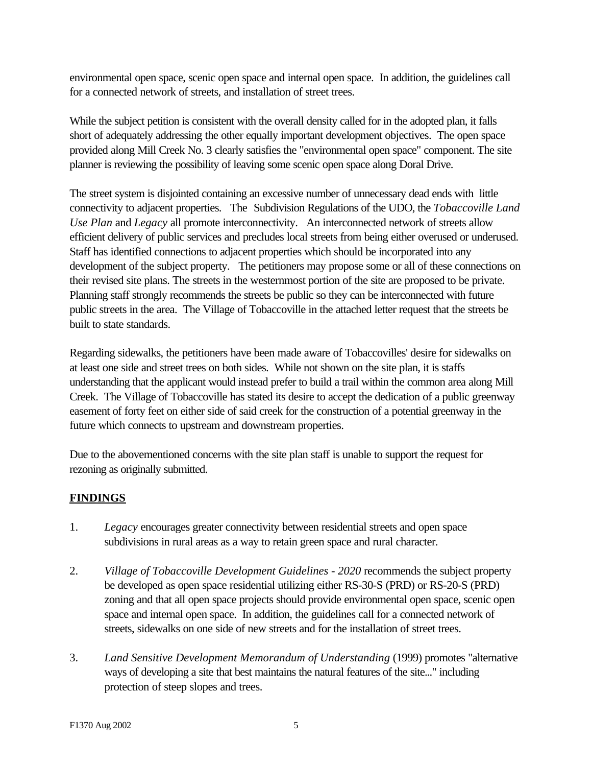environmental open space, scenic open space and internal open space. In addition, the guidelines call for a connected network of streets, and installation of street trees.

While the subject petition is consistent with the overall density called for in the adopted plan, it falls short of adequately addressing the other equally important development objectives. The open space provided along Mill Creek No. 3 clearly satisfies the "environmental open space" component. The site planner is reviewing the possibility of leaving some scenic open space along Doral Drive.

The street system is disjointed containing an excessive number of unnecessary dead ends with little connectivity to adjacent properties. The Subdivision Regulations of the UDO, the *Tobaccoville Land Use Plan* and *Legacy* all promote interconnectivity. An interconnected network of streets allow efficient delivery of public services and precludes local streets from being either overused or underused. Staff has identified connections to adjacent properties which should be incorporated into any development of the subject property. The petitioners may propose some or all of these connections on their revised site plans. The streets in the westernmost portion of the site are proposed to be private. Planning staff strongly recommends the streets be public so they can be interconnected with future public streets in the area. The Village of Tobaccoville in the attached letter request that the streets be built to state standards.

Regarding sidewalks, the petitioners have been made aware of Tobaccovilles' desire for sidewalks on at least one side and street trees on both sides. While not shown on the site plan, it is staffs understanding that the applicant would instead prefer to build a trail within the common area along Mill Creek. The Village of Tobaccoville has stated its desire to accept the dedication of a public greenway easement of forty feet on either side of said creek for the construction of a potential greenway in the future which connects to upstream and downstream properties.

Due to the abovementioned concerns with the site plan staff is unable to support the request for rezoning as originally submitted.

## FINDINGS

1. *Legacy* encourages greater connectivity between residential streets and open space subdivisions in rural areas as a way to retain green space and rural character.

2. *Village of Tobaccoville Development Guidelines - 2020* recommends the subject property be developed as open space residential utilizing either RS-30-S (PRD) or RS-20-S (PRD) zoning and that all open space projects should provide environmental open space, scenic open space and internal open space. In addition, the guidelines call for a connected network of streets, sidewalks on one side of new streets and for the installation of street trees.

3. *Land Sensitive Development Memorandum of Understanding* (1999) promotes "alternative ways of developing a site that best maintains the natural features of the site..." including protection of steep slopes and trees.

F1370 Aug 2002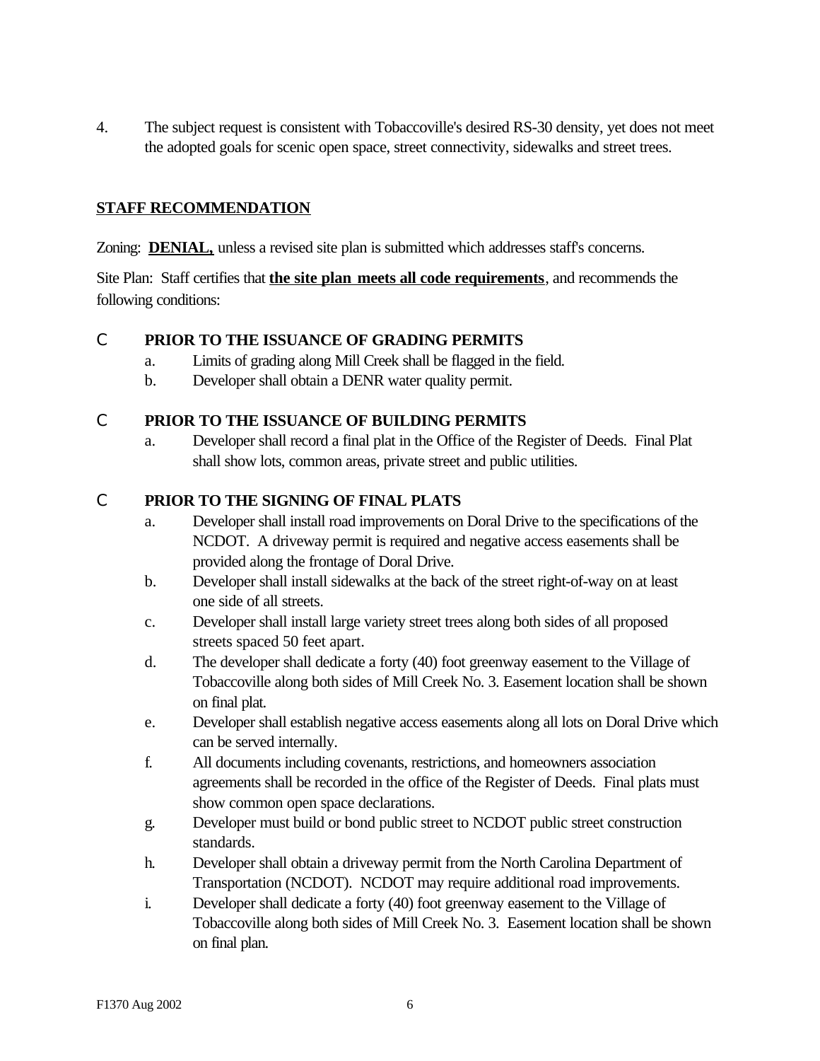4. The subject request is consistent with Tobaccoville's desired RS-30 density, yet does not meet the adopted goals for scenic open space, street connectivity, sidewalks and street trees.

**STAFF RECOMMENDATION**

Zoning: **DENIAL,** unless a revised site plan is submitted which addresses staff's concerns.

Site Plan: Staff certifies that **the site plan meets all code requirements**, and recommends the following conditions:

- **PRIOR TO THE ISSUANCE OF GRADING PERMITS**
  - a. Limits of grading along Mill Creek shall be flagged in the field.
  - b. Developer shall obtain a DENR water quality permit.

- **PRIOR TO THE ISSUANCE OF BUILDING PERMITS**
  - a. Developer shall record a final plat in the Office of the Register of Deeds. Final Plat shall show lots, common areas, private street and public utilities.

- **PRIOR TO THE SIGNING OF FINAL PLATS**
  - a. Developer shall install road improvements on Doral Drive to the specifications of the NCDOT. A driveway permit is required and negative access easements shall be provided along the frontage of Doral Drive.
  - b. Developer shall install sidewalks at the back of the street right-of-way on at least one side of all streets.
  - c. Developer shall install large variety street trees along both sides of all proposed streets spaced 50 feet apart.
  - d. The developer shall dedicate a forty (40) foot greenway easement to the Village of Tobaccoville along both sides of Mill Creek No. 3. Easement location shall be shown on final plat.
  - e. Developer shall establish negative access easements along all lots on Doral Drive which can be served internally.
  - f. All documents including covenants, restrictions, and homeowners association agreements shall be recorded in the office of the Register of Deeds. Final plats must show common open space declarations.
  - g. Developer must build or bond public street to NCDOT public street construction standards.
  - h. Developer shall obtain a driveway permit from the North Carolina Department of Transportation (NCDOT). NCDOT may require additional road improvements.
  - i. Developer shall dedicate a forty (40) foot greenway easement to the Village of Tobaccoville along both sides of Mill Creek No. 3. Easement location shall be shown on final plan.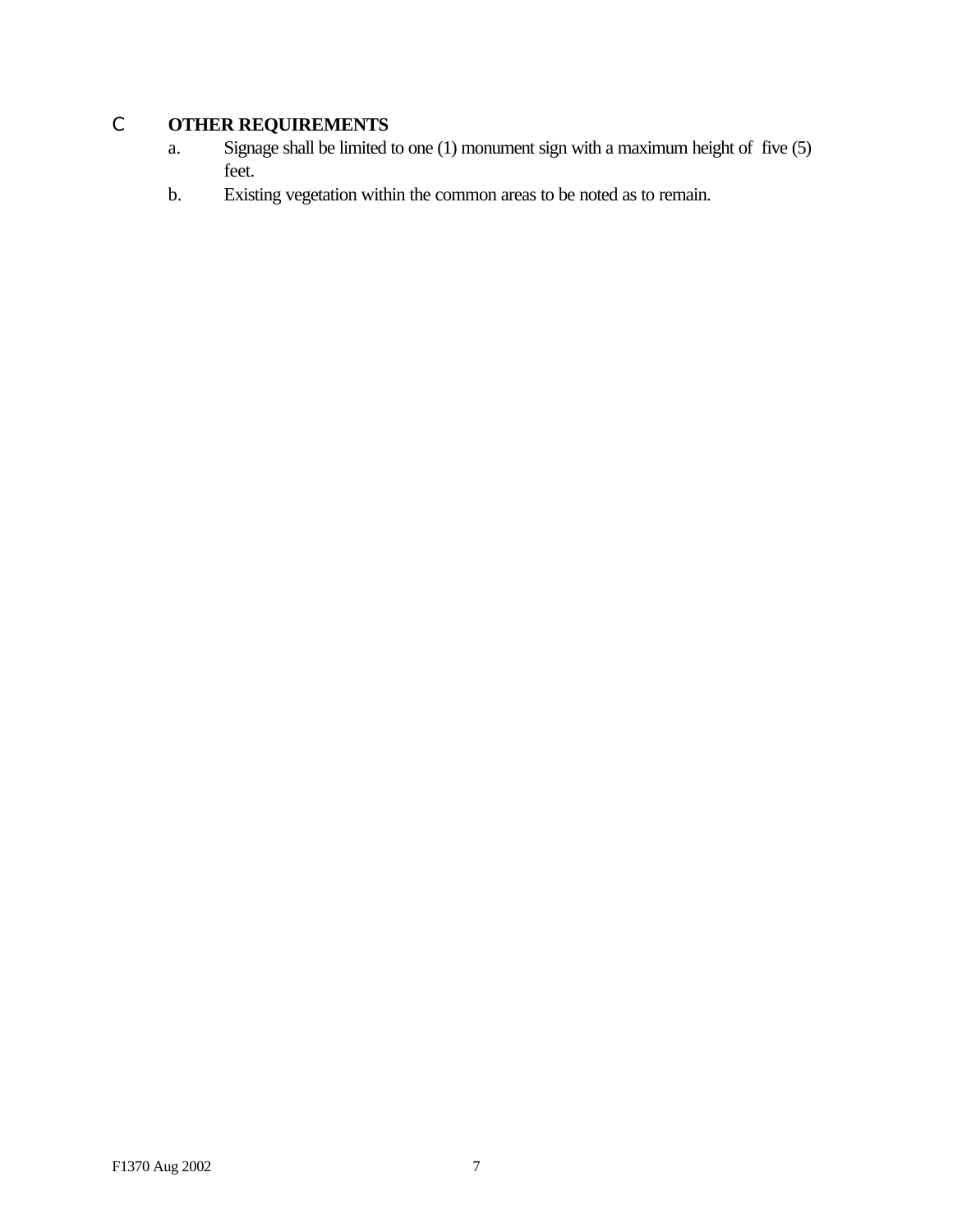## C OTHER REQUIREMENTS

a. Signage shall be limited to one (1) monument sign with a maximum height of five (5) feet.

b. Existing vegetation within the common areas to be noted as to remain.